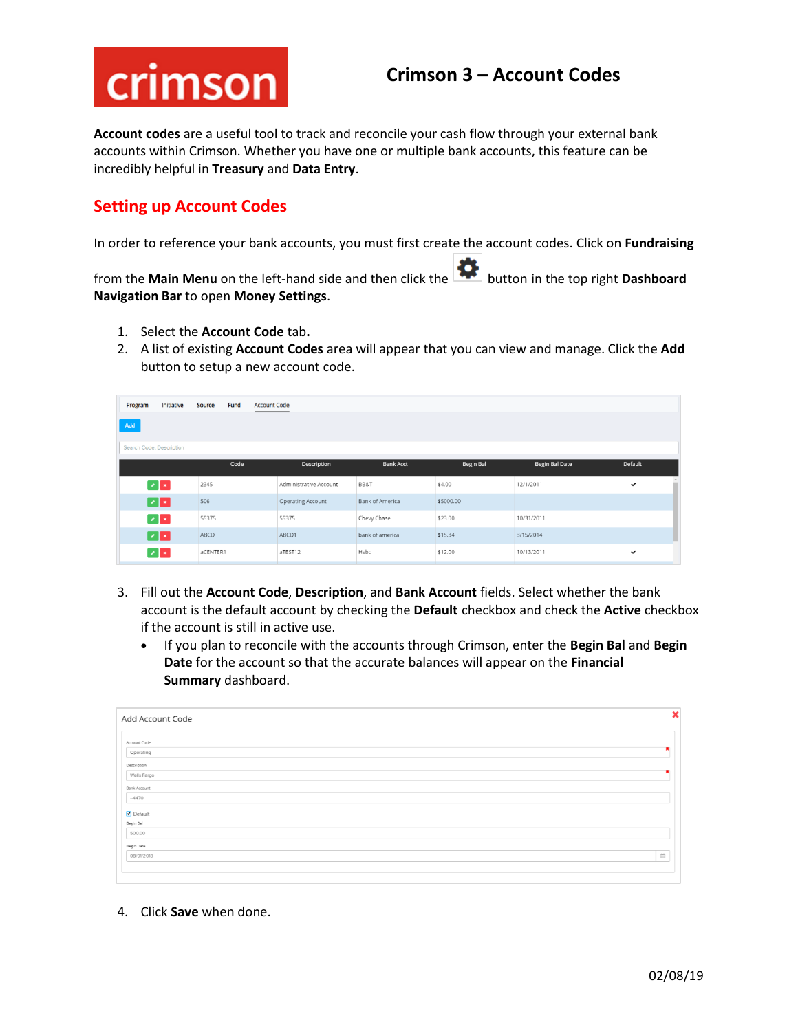# Crimson 3 – Account Codes

**Account codes** are a useful tool to track and reconcile your cash flow through your external bank accounts within Crimson. Whether you have one or multiple bank accounts, this feature can be incredibly helpful in **Treasury** and **Data Entry**.

## Setting up Account Codes

In order to reference your bank accounts, you must first create the account codes. Click on **Fundraising** from the **Main Menu** on the left-hand side and then click the button in the top right **Dashboard Navigation Bar** to open **Money Settings**.

1. Select the **Account Code** tab**.**
2. A list of existing **Account Codes** area will appear that you can view and manage. Click the **Add** button to setup a new account code.

| | Code | Description | Bank Acct | Begin Bal | Begin Bal Date | Default |
|---|---|---|---|---|---|---|
| | 2345 | Administrative Account | BB&T | $4.00 | 12/1/2011 | ✔ |
| | 506 | Operating Account | Bank of America | $5000.00 | | |
| | 55375 | 55375 | Chevy Chase | $23.00 | 10/31/2011 | |
| | ABCD | ABCD1 | bank of america | $15.34 | 3/15/2014 | |
| | aCENTER1 | aTEST12 | Hsbc | $12.00 | 10/13/2011 | ✔ |

3. Fill out the **Account Code**, **Description**, and **Bank Account** fields. Select whether the bank account is the default account by checking the **Default** checkbox and check the **Active** checkbox if the account is still in active use.
   - If you plan to reconcile with the accounts through Crimson, enter the **Begin Bal** and **Begin Date** for the account so that the accurate balances will appear on the **Financial Summary** dashboard.

Add Account Code

- Account Code: Operating
- Description: Wells Fargo
- Bank Account: -4470
- ☑ Default
- Begin Bal: 500.00
- Begin Date: 08/01/2018

4. Click **Save** when done.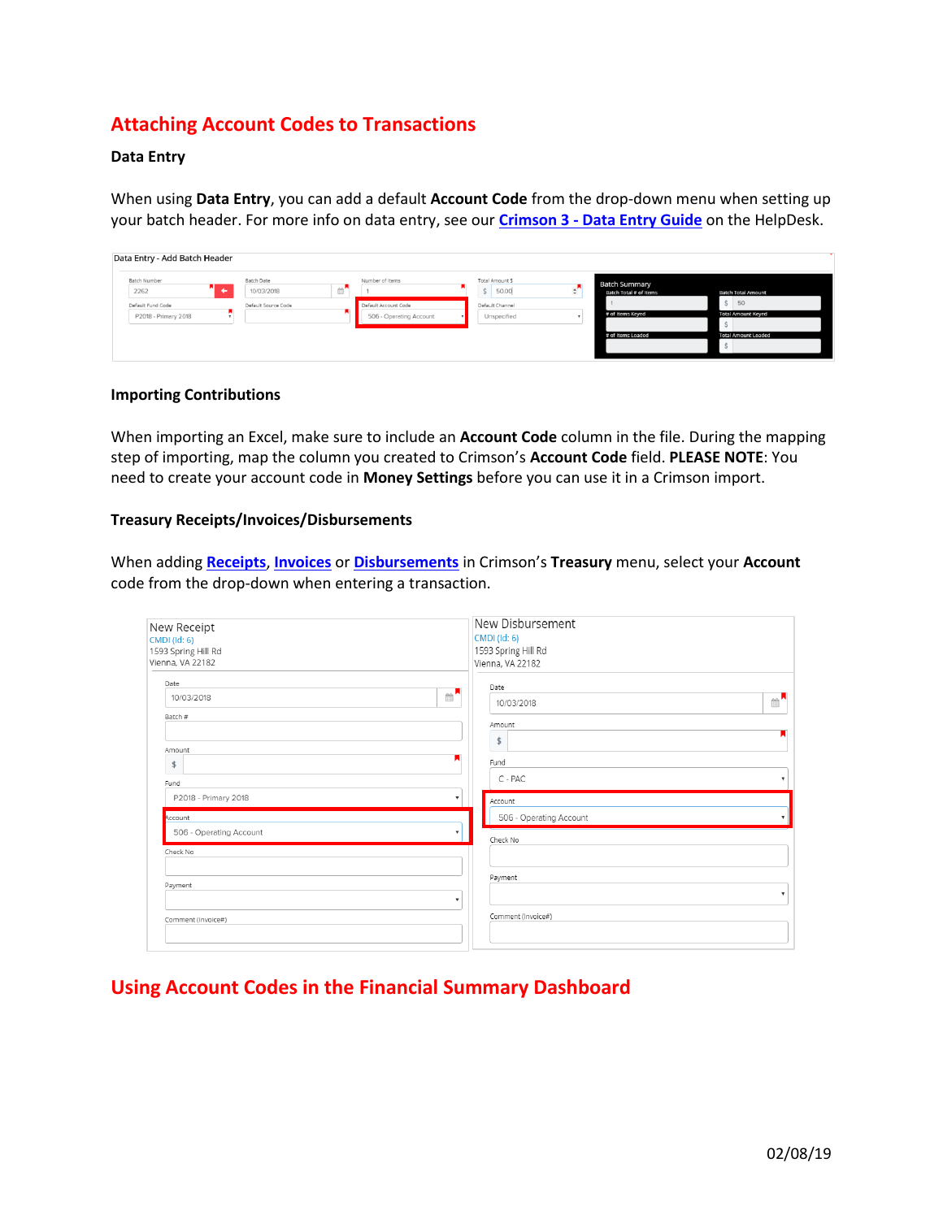## Attaching Account Codes to Transactions

### Data Entry

When using **Data Entry**, you can add a default **Account Code** from the drop-down menu when setting up your batch header. For more info on data entry, see our **Crimson 3 - Data Entry Guide** on the HelpDesk.

### Importing Contributions

When importing an Excel, make sure to include an **Account Code** column in the file. During the mapping step of importing, map the column you created to Crimson's **Account Code** field. **PLEASE NOTE**: You need to create your account code in **Money Settings** before you can use it in a Crimson import.

### Treasury Receipts/Invoices/Disbursements

When adding **Receipts**, **Invoices** or **Disbursements** in Crimson's **Treasury** menu, select your **Account** code from the drop-down when entering a transaction.

## Using Account Codes in the Financial Summary Dashboard

02/08/19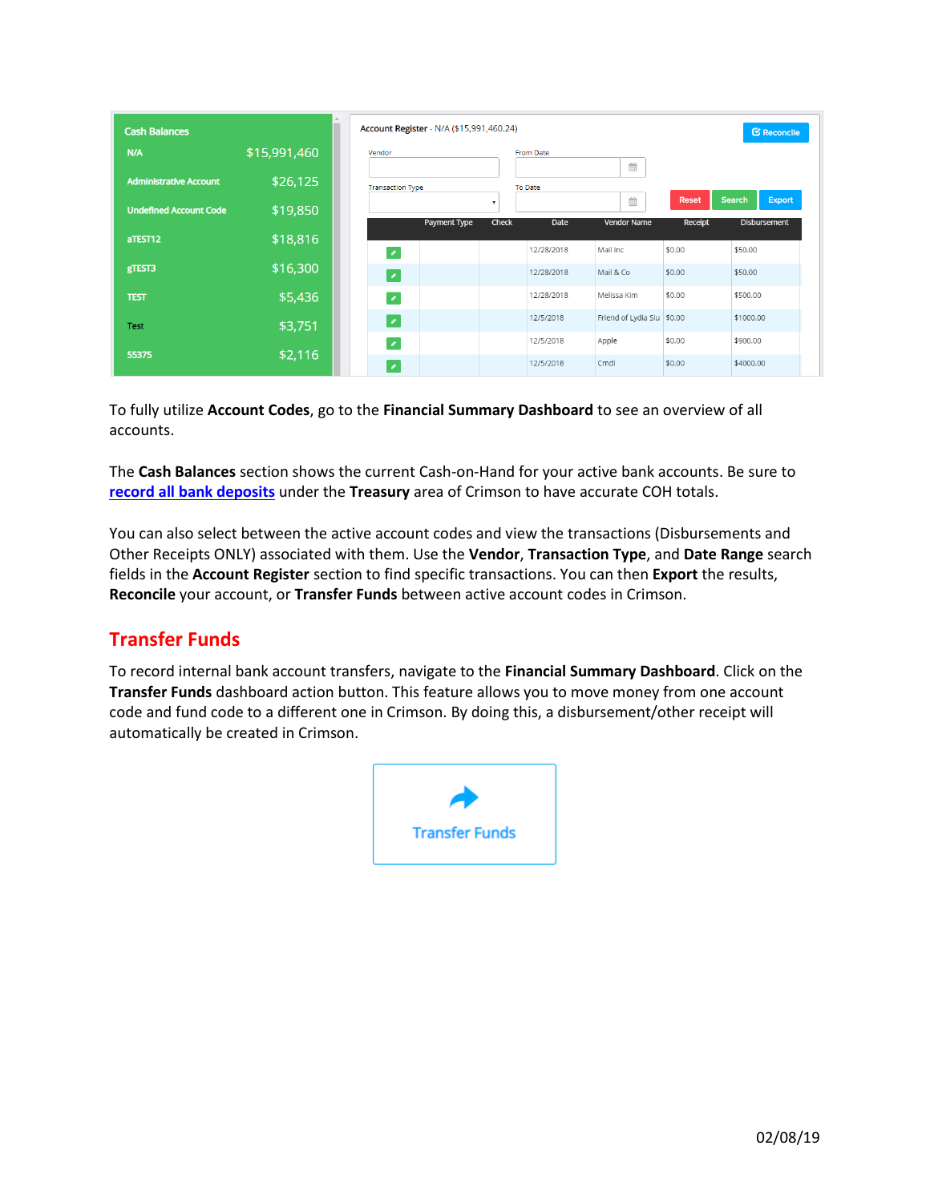To fully utilize **Account Codes**, go to the **Financial Summary Dashboard** to see an overview of all accounts.

The **Cash Balances** section shows the current Cash-on-Hand for your active bank accounts. Be sure to **record all bank deposits** under the **Treasury** area of Crimson to have accurate COH totals.

You can also select between the active account codes and view the transactions (Disbursements and Other Receipts ONLY) associated with them. Use the **Vendor**, **Transaction Type**, and **Date Range** search fields in the **Account Register** section to find specific transactions. You can then **Export** the results, **Reconcile** your account, or **Transfer Funds** between active account codes in Crimson.

## Transfer Funds

To record internal bank account transfers, navigate to the **Financial Summary Dashboard**. Click on the **Transfer Funds** dashboard action button. This feature allows you to move money from one account code and fund code to a different one in Crimson. By doing this, a disbursement/other receipt will automatically be created in Crimson.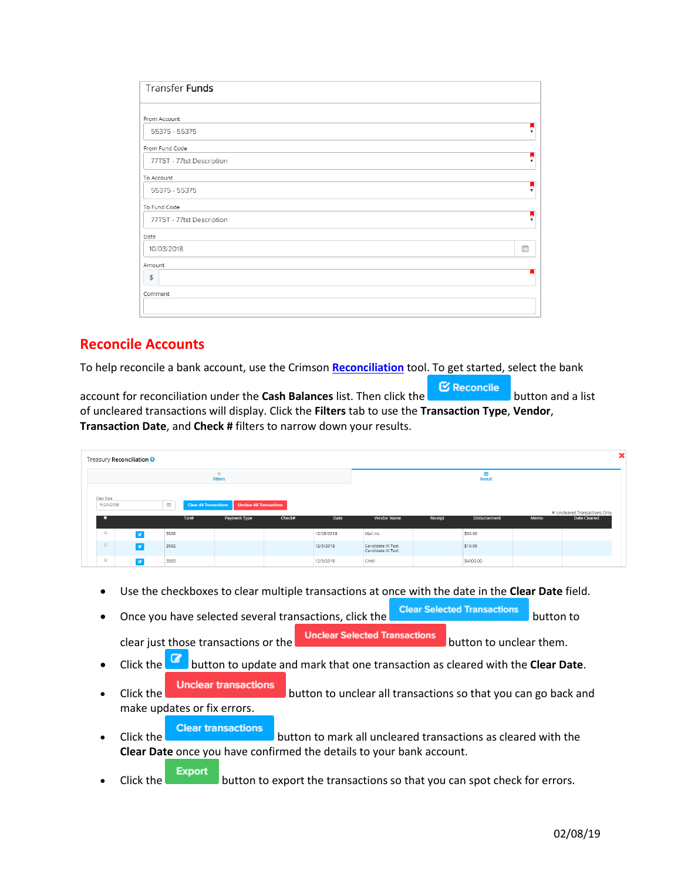Transfer Funds

From Account

55375 - 55375

From Fund Code

77TST - 77tst Description

To Account

55375 - 55375

To Fund Code

77TST - 77tst Description

Date

10/03/2018

Amount

$

Comment

## Reconcile Accounts

To help reconcile a bank account, use the Crimson **Reconciliation** tool. To get started, select the bank account for reconciliation under the **Cash Balances** list. Then click the **Reconcile** button and a list of uncleared transactions will display. Click the **Filters** tab to use the **Transaction Type**, **Vendor**, **Transaction Date**, and **Check #** filters to narrow down your results.

Treasury Reconciliation

Filters | Result

Clear Date 11/20/2018 | Clear All Transactions | Unclear All Transactions

Uncleared Transactions Only

| | | Txn# | Payment Type | Check# | Date | Vendor Name | Receipt | Disbursement | Memo | Date Cleared |
|---|---|---|---|---|---|---|---|---|---|---|
| | | 3588 | | | 12/28/2018 | Mail Inc | | $50.00 | | |
| | | 3582 | | | 12/5/2018 | Candidate IK Test Candidate IK Test | | $10.00 | | |
| | | 3583 | | | 12/5/2018 | Cmdi | | $4000.00 | | |

- Use the checkboxes to clear multiple transactions at once with the date in the **Clear Date** field.
- Once you have selected several transactions, click the **Clear Selected Transactions** button to clear just those transactions or the **Unclear Selected Transactions** button to unclear them.
- Click the button to update and mark that one transaction as cleared with the **Clear Date**.
- Click the **Unclear transactions** button to unclear all transactions so that you can go back and make updates or fix errors.
- Click the **Clear transactions** button to mark all uncleared transactions as cleared with the **Clear Date** once you have confirmed the details to your bank account.
- Click the **Export** button to export the transactions so that you can spot check for errors.

02/08/19